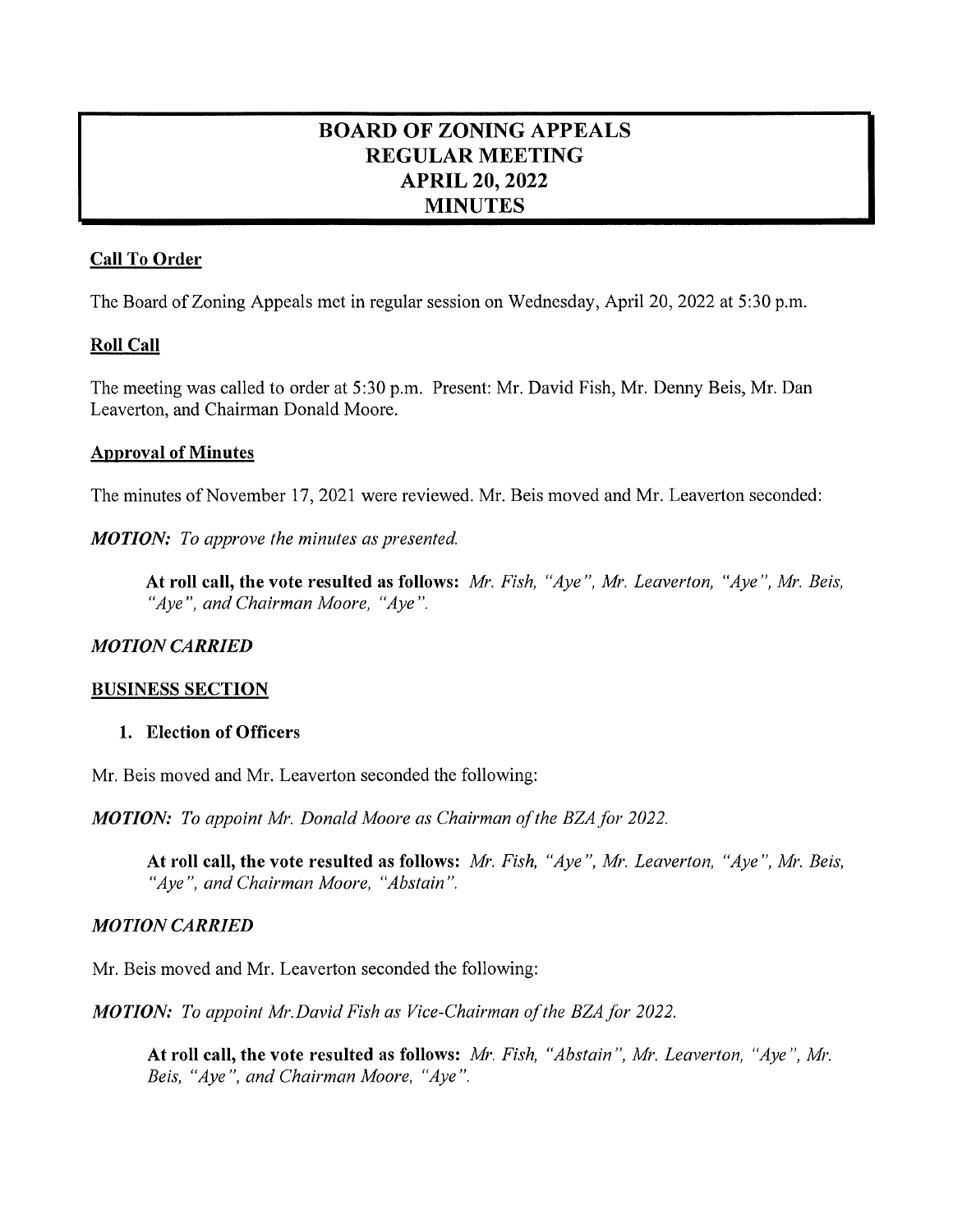# BOARD OF ZONING APPEALS
# REGULAR MEETING
# APRIL 20, 2022
# MINUTES

**Call To Order**

The Board of Zoning Appeals met in regular session on Wednesday, April 20, 2022 at 5:30 p.m.

**Roll Call**

The meeting was called to order at 5:30 p.m. Present: Mr. David Fish, Mr. Denny Beis, Mr. Dan Leaverton, and Chairman Donald Moore.

**Approval of Minutes**

The minutes of November 17, 2021 were reviewed. Mr. Beis moved and Mr. Leaverton seconded:

***MOTION:*** *To approve the minutes as presented.*

> **At roll call, the vote resulted as follows:** *Mr. Fish, "Aye", Mr. Leaverton, "Aye", Mr. Beis, "Aye", and Chairman Moore, "Aye".*

***MOTION CARRIED***

**BUSINESS SECTION**

1. **Election of Officers**

Mr. Beis moved and Mr. Leaverton seconded the following:

***MOTION:*** *To appoint Mr. Donald Moore as Chairman of the BZA for 2022.*

> **At roll call, the vote resulted as follows:** *Mr. Fish, "Aye", Mr. Leaverton, "Aye", Mr. Beis, "Aye", and Chairman Moore, "Abstain".*

***MOTION CARRIED***

Mr. Beis moved and Mr. Leaverton seconded the following:

***MOTION:*** *To appoint Mr.David Fish as Vice-Chairman of the BZA for 2022.*

> **At roll call, the vote resulted as follows:** *Mr. Fish, "Abstain", Mr. Leaverton, "Aye", Mr. Beis, "Aye", and Chairman Moore, "Aye".*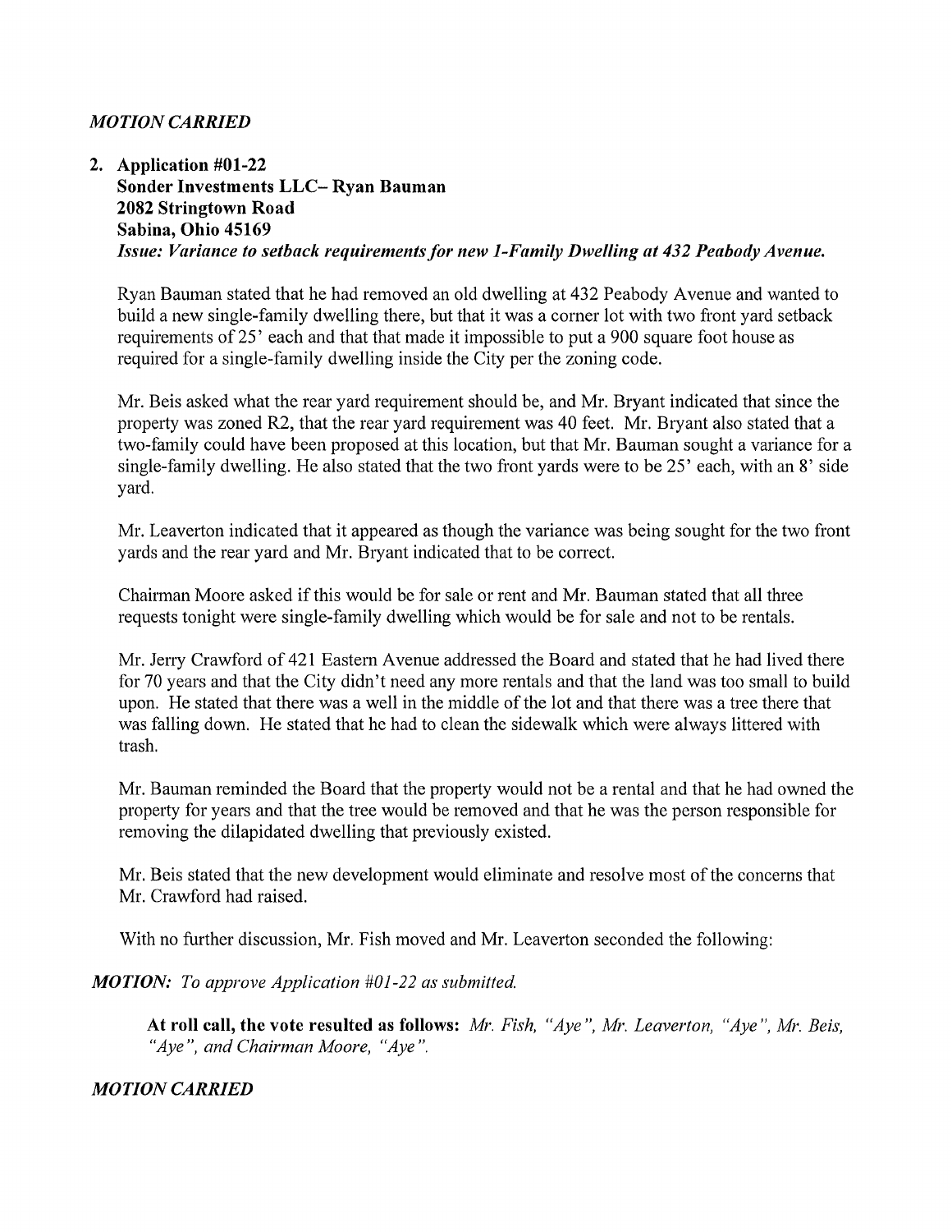***MOTION CARRIED***

2. **Application #01-22**
   **Sonder Investments LLC– Ryan Bauman**
   **2082 Stringtown Road**
   **Sabina, Ohio 45169**
   ***Issue: Variance to setback requirements for new 1-Family Dwelling at 432 Peabody Avenue.***

   Ryan Bauman stated that he had removed an old dwelling at 432 Peabody Avenue and wanted to build a new single-family dwelling there, but that it was a corner lot with two front yard setback requirements of 25' each and that that made it impossible to put a 900 square foot house as required for a single-family dwelling inside the City per the zoning code.

   Mr. Beis asked what the rear yard requirement should be, and Mr. Bryant indicated that since the property was zoned R2, that the rear yard requirement was 40 feet. Mr. Bryant also stated that a two-family could have been proposed at this location, but that Mr. Bauman sought a variance for a single-family dwelling. He also stated that the two front yards were to be 25' each, with an 8' side yard.

   Mr. Leaverton indicated that it appeared as though the variance was being sought for the two front yards and the rear yard and Mr. Bryant indicated that to be correct.

   Chairman Moore asked if this would be for sale or rent and Mr. Bauman stated that all three requests tonight were single-family dwelling which would be for sale and not to be rentals.

   Mr. Jerry Crawford of 421 Eastern Avenue addressed the Board and stated that he had lived there for 70 years and that the City didn't need any more rentals and that the land was too small to build upon. He stated that there was a well in the middle of the lot and that there was a tree there that was falling down. He stated that he had to clean the sidewalk which were always littered with trash.

   Mr. Bauman reminded the Board that the property would not be a rental and that he had owned the property for years and that the tree would be removed and that he was the person responsible for removing the dilapidated dwelling that previously existed.

   Mr. Beis stated that the new development would eliminate and resolve most of the concerns that Mr. Crawford had raised.

   With no further discussion, Mr. Fish moved and Mr. Leaverton seconded the following:

***MOTION:*** *To approve Application #01-22 as submitted.*

   **At roll call, the vote resulted as follows:** *Mr. Fish, "Aye", Mr. Leaverton, "Aye", Mr. Beis, "Aye", and Chairman Moore, "Aye".*

***MOTION CARRIED***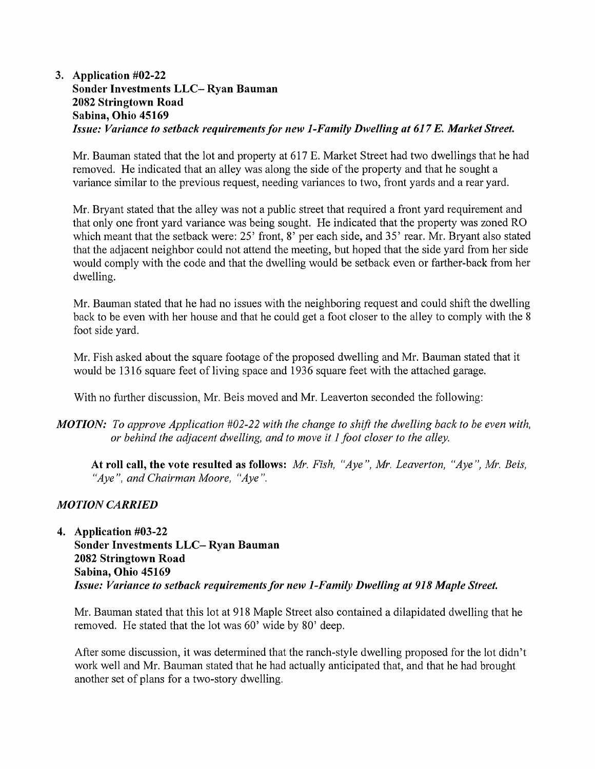3. **Application #02-22**
   **Sonder Investments LLC– Ryan Bauman**
   **2082 Stringtown Road**
   **Sabina, Ohio 45169**
   ***Issue: Variance to setback requirements for new 1-Family Dwelling at 617 E. Market Street.***

   Mr. Bauman stated that the lot and property at 617 E. Market Street had two dwellings that he had removed. He indicated that an alley was along the side of the property and that he sought a variance similar to the previous request, needing variances to two, front yards and a rear yard.

   Mr. Bryant stated that the alley was not a public street that required a front yard requirement and that only one front yard variance was being sought. He indicated that the property was zoned RO which meant that the setback were: 25' front, 8' per each side, and 35' rear. Mr. Bryant also stated that the adjacent neighbor could not attend the meeting, but hoped that the side yard from her side would comply with the code and that the dwelling would be setback even or farther-back from her dwelling.

   Mr. Bauman stated that he had no issues with the neighboring request and could shift the dwelling back to be even with her house and that he could get a foot closer to the alley to comply with the 8 foot side yard.

   Mr. Fish asked about the square footage of the proposed dwelling and Mr. Bauman stated that it would be 1316 square feet of living space and 1936 square feet with the attached garage.

   With no further discussion, Mr. Beis moved and Mr. Leaverton seconded the following:

***MOTION:*** *To approve Application #02-22 with the change to shift the dwelling back to be even with, or behind the adjacent dwelling, and to move it 1 foot closer to the alley.*

   **At roll call, the vote resulted as follows:** *Mr. Fish, "Aye", Mr. Leaverton, "Aye", Mr. Beis, "Aye", and Chairman Moore, "Aye".*

***MOTION CARRIED***

4. **Application #03-22**
   **Sonder Investments LLC– Ryan Bauman**
   **2082 Stringtown Road**
   **Sabina, Ohio 45169**
   ***Issue: Variance to setback requirements for new 1-Family Dwelling at 918 Maple Street.***

   Mr. Bauman stated that this lot at 918 Maple Street also contained a dilapidated dwelling that he removed. He stated that the lot was 60' wide by 80' deep.

   After some discussion, it was determined that the ranch-style dwelling proposed for the lot didn't work well and Mr. Bauman stated that he had actually anticipated that, and that he had brought another set of plans for a two-story dwelling.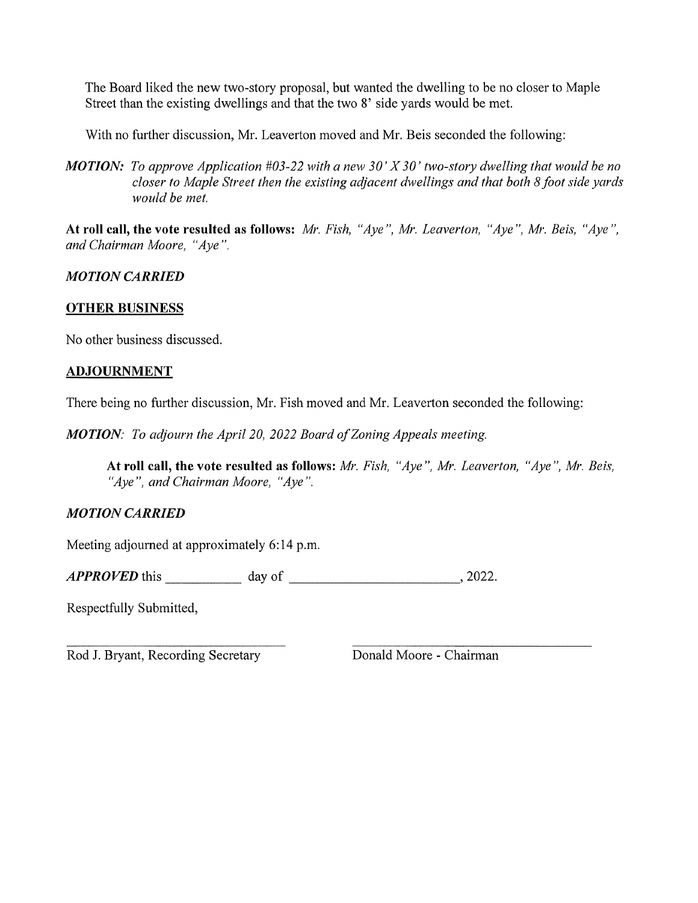The Board liked the new two-story proposal, but wanted the dwelling to be no closer to Maple Street than the existing dwellings and that the two 8' side yards would be met.

With no further discussion, Mr. Leaverton moved and Mr. Beis seconded the following:

***MOTION:*** *To approve Application #03-22 with a new 30' X 30' two-story dwelling that would be no closer to Maple Street then the existing adjacent dwellings and that both 8 foot side yards would be met.*

**At roll call, the vote resulted as follows:** *Mr. Fish, "Aye", Mr. Leaverton, "Aye", Mr. Beis, "Aye", and Chairman Moore, "Aye".*

***MOTION CARRIED***

## OTHER BUSINESS

No other business discussed.

## ADJOURNMENT

There being no further discussion, Mr. Fish moved and Mr. Leaverton seconded the following:

***MOTION:*** *To adjourn the April 20, 2022 Board of Zoning Appeals meeting.*

**At roll call, the vote resulted as follows:** *Mr. Fish, "Aye", Mr. Leaverton, "Aye", Mr. Beis, "Aye", and Chairman Moore, "Aye".*

***MOTION CARRIED***

Meeting adjourned at approximately 6:14 p.m.

***APPROVED*** this __________ day of ________________________, 2022.

Respectfully Submitted,

_______________________________ _______________________________

Rod J. Bryant, Recording Secretary Donald Moore - Chairman